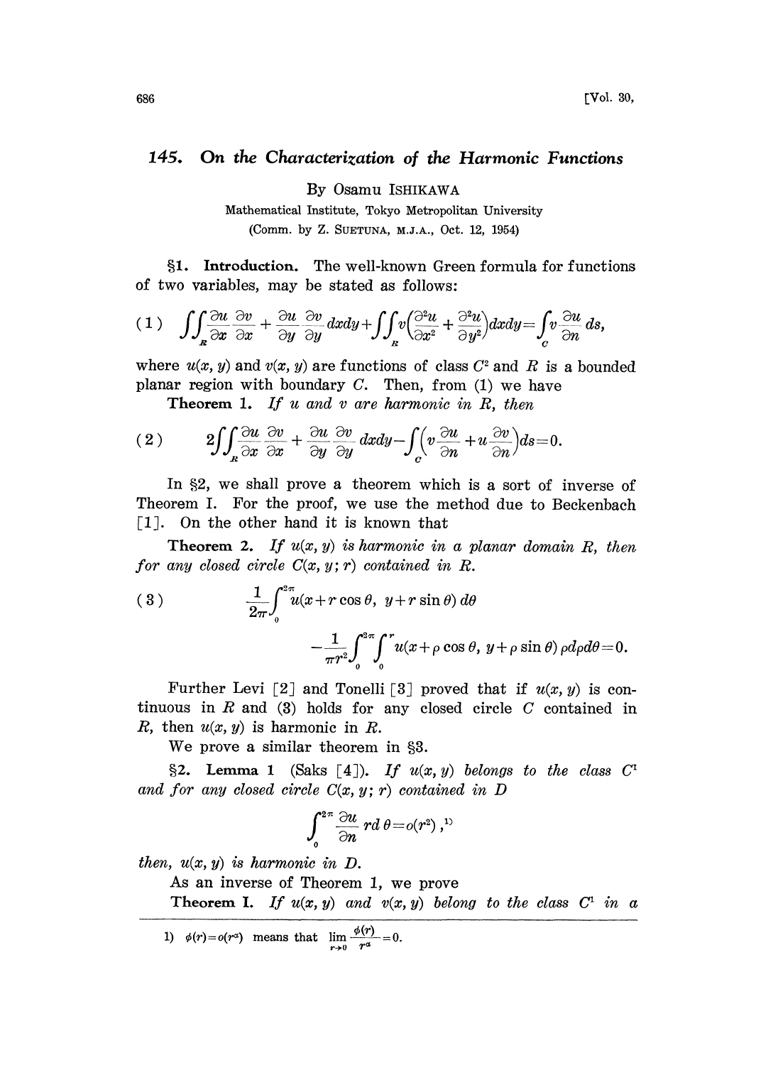## 145. On the Characterization of the Harmonic Functions

By Osamu ISHIKAWA

Mathematical Institute, Tokyo Metropolitan University

(Comm. by Z. SUETUNA, M.J.A., Oct. 12, 1954)

§1. **Introduction.** The well-known Green formula for functions of two variables, may be stated as follows:

$$(1) \quad \iint_R \frac{\partial u}{\partial x}\frac{\partial v}{\partial x} + \frac{\partial u}{\partial y}\frac{\partial v}{\partial y} dxdy + \iint_R v\Big(\frac{\partial^2 u}{\partial x^2} + \frac{\partial^2 u}{\partial y^2}\Big) dxdy = \int_C v\frac{\partial u}{\partial n} ds,$$

where $u(x, y)$ and $v(x, y)$ are functions of class $C^2$ and $R$ is a bounded planar region with boundary $C$. Then, from (1) we have

**Theorem 1.** *If $u$ and $v$ are harmonic in $R$, then*

$$(2) \qquad 2\iint_R \frac{\partial u}{\partial x}\frac{\partial v}{\partial x} + \frac{\partial u}{\partial y}\frac{\partial v}{\partial y} dxdy - \int_C \Big(v\frac{\partial u}{\partial n} + u\frac{\partial v}{\partial n}\Big) ds = 0.$$

In §2, we shall prove a theorem which is a sort of inverse of Theorem I. For the proof, we use the method due to Beckenbach [1]. On the other hand it is known that

**Theorem 2.** *If $u(x, y)$ is harmonic in a planar domain $R$, then for any closed circle $C(x, y; r)$ contained in $R$.*

$$(3) \qquad \frac{1}{2\pi}\int_0^{2\pi} u(x + r\cos\theta,\ y + r\sin\theta)\, d\theta$$
$$- \frac{1}{\pi r^2}\int_0^{2\pi}\int_0^r u(x + \rho\cos\theta,\ y + \rho\sin\theta)\, \rho d\rho d\theta = 0.$$

Further Levi [2] and Tonelli [3] proved that if $u(x, y)$ is continuous in $R$ and (3) holds for any closed circle $C$ contained in $R$, then $u(x, y)$ is harmonic in $R$.

We prove a similar theorem in §3.

§2. **Lemma 1** (Saks [4]). *If $u(x, y)$ belongs to the class $C^1$ and for any closed circle $C(x, y; r)$ contained in $D$*

$$\int_0^{2\pi} \frac{\partial u}{\partial n} r d\theta = o(r^2),^{1)}$$

*then, $u(x, y)$ is harmonic in $D$.*

As an inverse of Theorem 1, we prove

**Theorem I.** *If $u(x, y)$ and $v(x, y)$ belong to the class $C^1$ in a*

---

1) $\phi(r) = o(r^\alpha)$ means that $\lim_{r\to 0} \frac{\phi(r)}{r^\alpha} = 0$.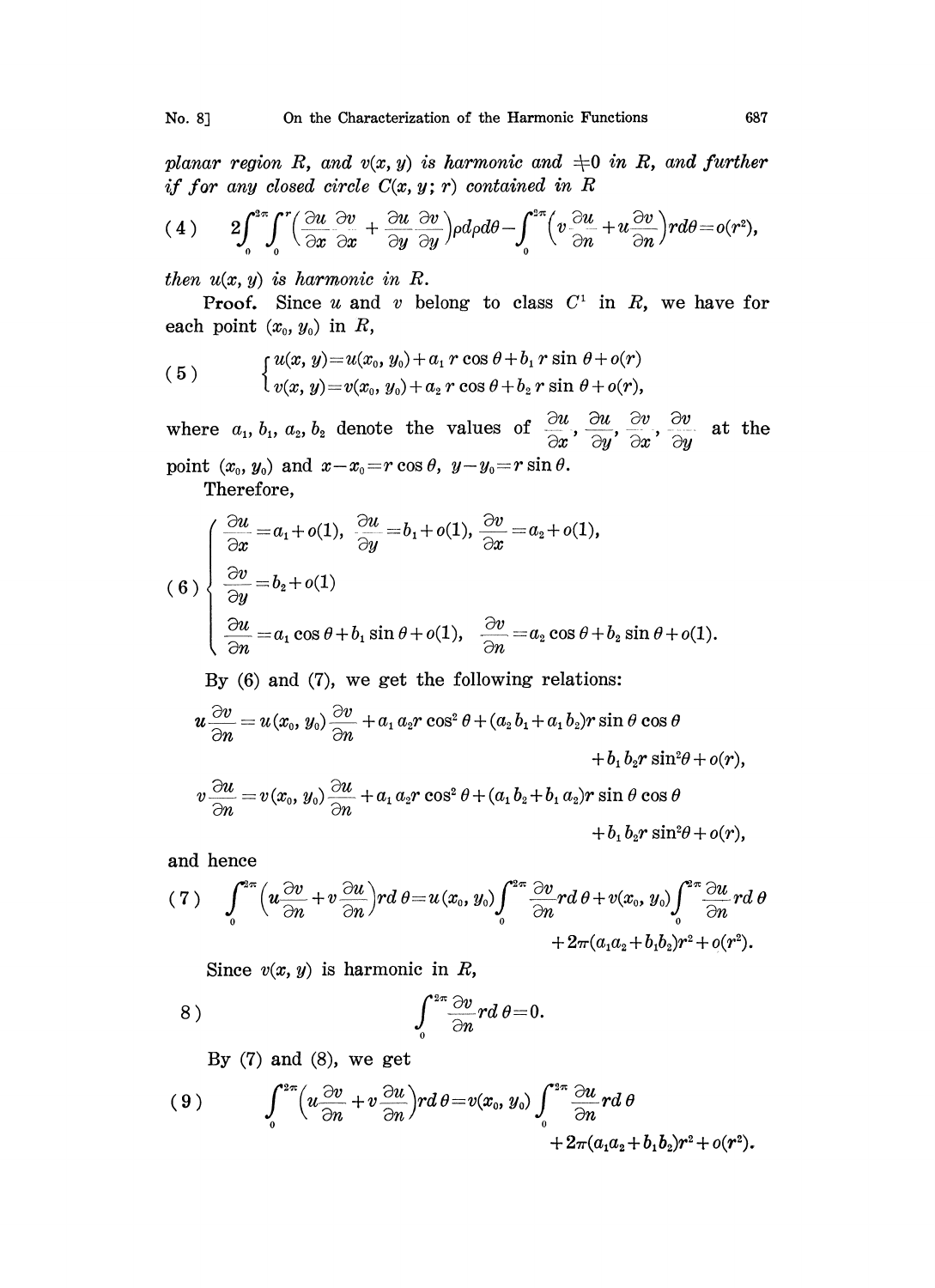*planar region $R$, and $v(x, y)$ is harmonic and $\neq 0$ in $R$, and further if for any closed circle $C(x, y; r)$ contained in $R$*

$$(4) \qquad 2\int_0^{2\pi}\int_0^r\left(\frac{\partial u}{\partial x}\frac{\partial v}{\partial x}+\frac{\partial u}{\partial y}\frac{\partial v}{\partial y}\right)\rho d\rho d\theta-\int_0^{2\pi}\left(v\frac{\partial u}{\partial n}+u\frac{\partial v}{\partial n}\right)rd\theta=o(r^2),$$

*then $u(x, y)$ is harmonic in $R$.*

**Proof.** Since $u$ and $v$ belong to class $C^1$ in $R$, we have for each point $(x_0, y_0)$ in $R$,

$$(5) \qquad \begin{cases} u(x, y)=u(x_0, y_0)+a_1 r\cos\theta+b_1 r\sin\theta+o(r) \\ v(x, y)=v(x_0, y_0)+a_2 r\cos\theta+b_2 r\sin\theta+o(r), \end{cases}$$

where $a_1, b_1, a_2, b_2$ denote the values of $\frac{\partial u}{\partial x}, \frac{\partial u}{\partial y}, \frac{\partial v}{\partial x}, \frac{\partial v}{\partial y}$ at the point $(x_0, y_0)$ and $x-x_0=r\cos\theta$, $y-y_0=r\sin\theta$.

Therefore,

$$(6) \qquad \begin{cases} \frac{\partial u}{\partial x}=a_1+o(1),\ \frac{\partial u}{\partial y}=b_1+o(1),\ \frac{\partial v}{\partial x}=a_2+o(1), \\ \frac{\partial v}{\partial y}=b_2+o(1) \\ \frac{\partial u}{\partial n}=a_1\cos\theta+b_1\sin\theta+o(1),\quad \frac{\partial v}{\partial n}=a_2\cos\theta+b_2\sin\theta+o(1). \end{cases}$$

By (6) and (7), we get the following relations:

$$u\frac{\partial v}{\partial n}=u(x_0, y_0)\frac{\partial v}{\partial n}+a_1a_2r\cos^2\theta+(a_2b_1+a_1b_2)r\sin\theta\cos\theta+b_1b_2r\sin^2\theta+o(r),$$

$$v\frac{\partial u}{\partial n}=v(x_0, y_0)\frac{\partial u}{\partial n}+a_1a_2r\cos^2\theta+(a_1b_2+b_1a_2)r\sin\theta\cos\theta+b_1b_2r\sin^2\theta+o(r),$$

and hence

$$(7) \qquad \int_0^{2\pi}\left(u\frac{\partial v}{\partial n}+v\frac{\partial u}{\partial n}\right)rd\theta=u(x_0, y_0)\int_0^{2\pi}\frac{\partial v}{\partial n}rd\theta+v(x_0, y_0)\int_0^{2\pi}\frac{\partial u}{\partial n}rd\theta+2\pi(a_1a_2+b_1b_2)r^2+o(r^2).$$

Since $v(x, y)$ is harmonic in $R$,

$$(8) \qquad \int_0^{2\pi}\frac{\partial v}{\partial n}rd\theta=0.$$

By (7) and (8), we get

$$(9) \qquad \int_0^{2\pi}\left(u\frac{\partial v}{\partial n}+v\frac{\partial u}{\partial n}\right)rd\theta=v(x_0, y_0)\int_0^{2\pi}\frac{\partial u}{\partial n}rd\theta+2\pi(a_1a_2+b_1b_2)r^2+o(r^2).$$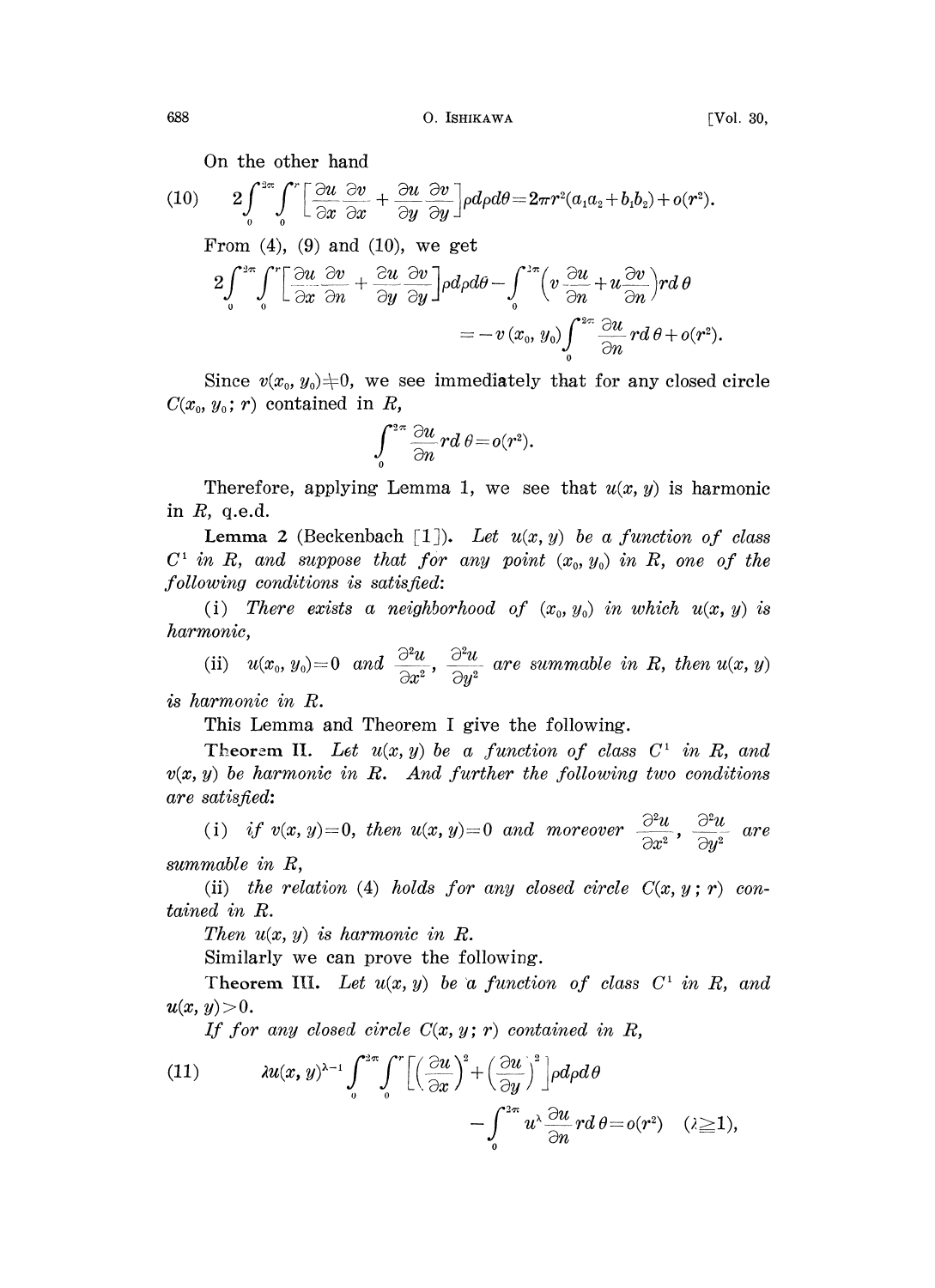On the other hand

$$(10)\qquad 2\int_0^{2\pi}\int_0^r\left[\frac{\partial u}{\partial x}\frac{\partial v}{\partial x}+\frac{\partial u}{\partial y}\frac{\partial v}{\partial y}\right]\rho d\rho d\theta=2\pi r^2(a_1a_2+b_1b_2)+o(r^2).$$

From (4), (9) and (10), we get

$$2\int_0^{2\pi}\int_0^r\left[\frac{\partial u}{\partial x}\frac{\partial v}{\partial n}+\frac{\partial u}{\partial y}\frac{\partial v}{\partial y}\right]\rho d\rho d\theta-\int_0^{2\pi}\left(v\frac{\partial u}{\partial n}+u\frac{\partial v}{\partial n}\right)rd\theta$$
$$=-v(x_0, y_0)\int_0^{2\pi}\frac{\partial u}{\partial n}rd\theta+o(r^2).$$

Since $v(x_0, y_0)\neq 0$, we see immediately that for any closed circle $C(x_0, y_0; r)$ contained in $R$,

$$\int_0^{2\pi}\frac{\partial u}{\partial n}rd\theta=o(r^2).$$

Therefore, applying Lemma 1, we see that $u(x, y)$ is harmonic in $R$, q.e.d.

**Lemma 2** (Beckenbach [1]). *Let $u(x, y)$ be a function of class $C^1$ in $R$, and suppose that for any point $(x_0, y_0)$ in $R$, one of the following conditions is satisfied:*

(i) *There exists a neighborhood of $(x_0, y_0)$ in which $u(x, y)$ is harmonic,*

(ii) *$u(x_0, y_0)=0$ and $\dfrac{\partial^2 u}{\partial x^2}$, $\dfrac{\partial^2 u}{\partial y^2}$ are summable in $R$, then $u(x, y)$ is harmonic in $R$.*

This Lemma and Theorem I give the following.

**Theorem II.** *Let $u(x, y)$ be a function of class $C^1$ in $R$, and $v(x, y)$ be harmonic in $R$. And further the following two conditions are satisfied:*

(i) *if $v(x, y)=0$, then $u(x, y)=0$ and moreover $\dfrac{\partial^2 u}{\partial x^2}$, $\dfrac{\partial^2 u}{\partial y^2}$ are summable in $R$,*

(ii) *the relation (4) holds for any closed circle $C(x, y; r)$ contained in $R$.*

*Then $u(x, y)$ is harmonic in $R$.*

Similarly we can prove the following.

**Theorem III.** *Let $u(x, y)$ be a function of class $C^1$ in $R$, and $u(x, y)>0$.*

*If for any closed circle $C(x, y; r)$ contained in $R$,*

$$(11)\qquad \lambda u(x, y)^{\lambda-1}\int_0^{2\pi}\int_0^r\left[\left(\frac{\partial u}{\partial x}\right)^2+\left(\frac{\partial u}{\partial y}\right)^2\right]\rho d\rho d\theta$$
$$-\int_0^{2\pi}u^\lambda\frac{\partial u}{\partial n}rd\theta=o(r^2)\quad(\lambda\geqq 1),$$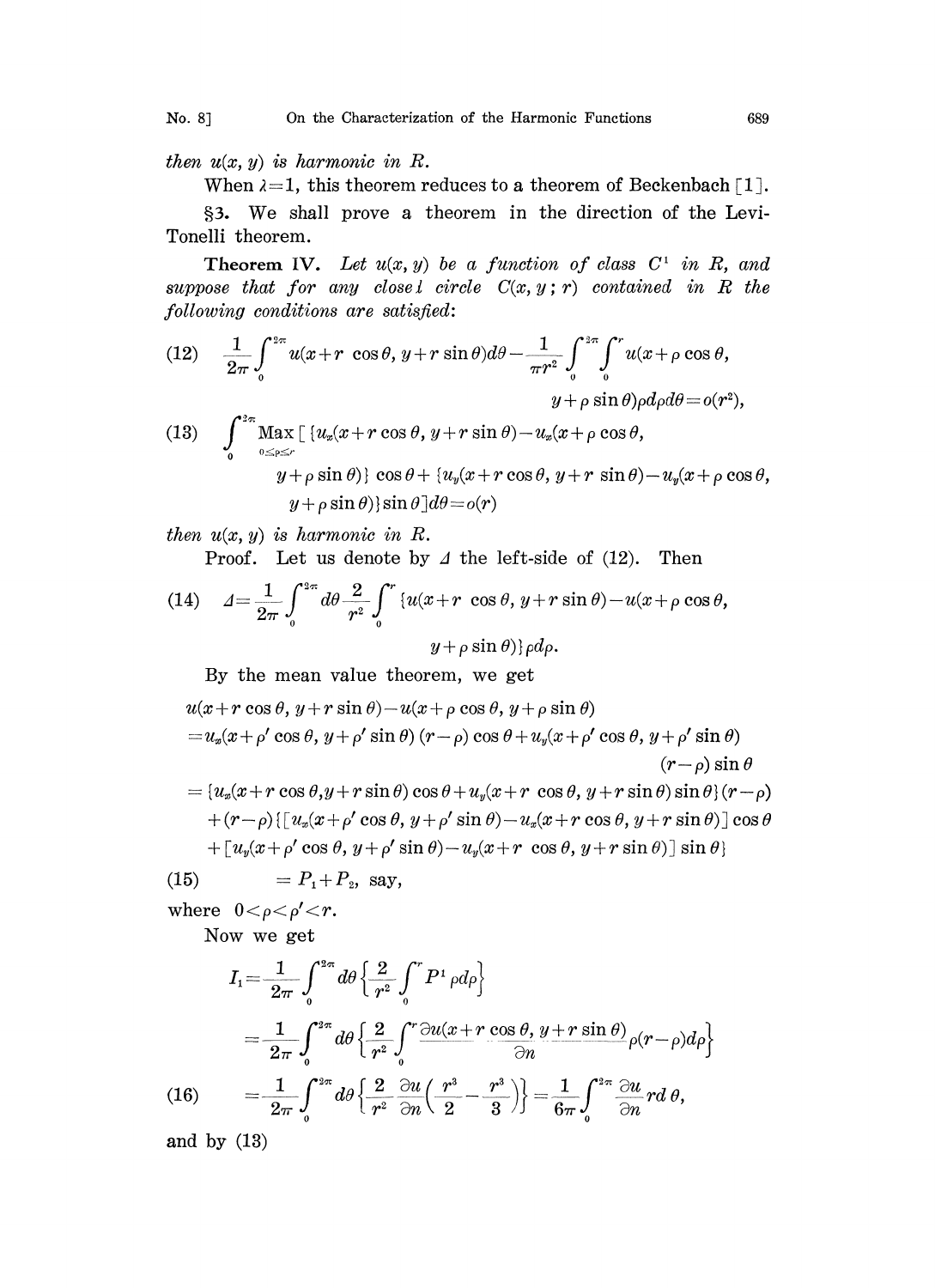*then* $u(x, y)$ *is harmonic in* $R$.

When $\lambda=1$, this theorem reduces to a theorem of Beckenbach [1].

§3. We shall prove a theorem in the direction of the Levi-Tonelli theorem.

**Theorem IV.** *Let* $u(x, y)$ *be a function of class* $C^1$ *in* $R$, *and suppose that for any closel circle* $C(x, y; r)$ *contained in* $R$ *the following conditions are satisfied:*

$$\frac{1}{2\pi}\int_0^{2\pi} u(x+r\cos\theta, y+r\sin\theta)d\theta - \frac{1}{\pi r^2}\int_0^{2\pi}\int_0^r u(x+\rho\cos\theta, y+\rho\sin\theta)\rho d\rho d\theta = o(r^2), \tag{12}$$

$$\int_0^{2\pi} \underset{0\leq\rho\leq r}{\text{Max}}\,[\{u_x(x+r\cos\theta, y+r\sin\theta)-u_x(x+\rho\cos\theta, y+\rho\sin\theta)\}\cos\theta + \{u_y(x+r\cos\theta, y+r\sin\theta)-u_y(x+\rho\cos\theta, y+\rho\sin\theta)\}\sin\theta]d\theta = o(r) \tag{13}$$

*then* $u(x, y)$ *is harmonic in* $R$.

Proof. Let us denote by $\Delta$ the left-side of (12). Then

$$\Delta = \frac{1}{2\pi}\int_0^{2\pi} d\theta \frac{2}{r^2}\int_0^r \{u(x+r\cos\theta, y+r\sin\theta) - u(x+\rho\cos\theta, y+\rho\sin\theta)\}\rho d\rho. \tag{14}$$

By the mean value theorem, we get

$$\begin{aligned}
&u(x+r\cos\theta, y+r\sin\theta) - u(x+\rho\cos\theta, y+\rho\sin\theta)\\
&= u_x(x+\rho'\cos\theta, y+\rho'\sin\theta)(r-\rho)\cos\theta + u_y(x+\rho'\cos\theta, y+\rho'\sin\theta)(r-\rho)\sin\theta\\
&= \{u_x(x+r\cos\theta, y+r\sin\theta)\cos\theta + u_y(x+r\cos\theta, y+r\sin\theta)\sin\theta\}(r-\rho)\\
&\quad + (r-\rho)\{[u_x(x+\rho'\cos\theta, y+\rho'\sin\theta) - u_x(x+r\cos\theta, y+r\sin\theta)]\cos\theta\\
&\quad + [u_y(x+\rho'\cos\theta, y+\rho'\sin\theta) - u_y(x+r\cos\theta, y+r\sin\theta)]\sin\theta\}
\end{aligned}$$

$$= P_1 + P_2, \text{ say,} \tag{15}$$

where $0<\rho<\rho'<r$.

Now we get

$$\begin{aligned}
I_1 &= \frac{1}{2\pi}\int_0^{2\pi} d\theta\left\{\frac{2}{r^2}\int_0^r P^1\rho d\rho\right\}\\
&= \frac{1}{2\pi}\int_0^{2\pi} d\theta\left\{\frac{2}{r^2}\int_0^r \frac{\partial u(x+r\cos\theta, y+r\sin\theta)}{\partial n}\rho(r-\rho)d\rho\right\}
\end{aligned}$$

$$= \frac{1}{2\pi}\int_0^{2\pi} d\theta\left\{\frac{2}{r^2}\frac{\partial u}{\partial n}\left(\frac{r^3}{2}-\frac{r^3}{3}\right)\right\} = \frac{1}{6\pi}\int_0^{2\pi}\frac{\partial u}{\partial n} r d\theta, \tag{16}$$

and by (13)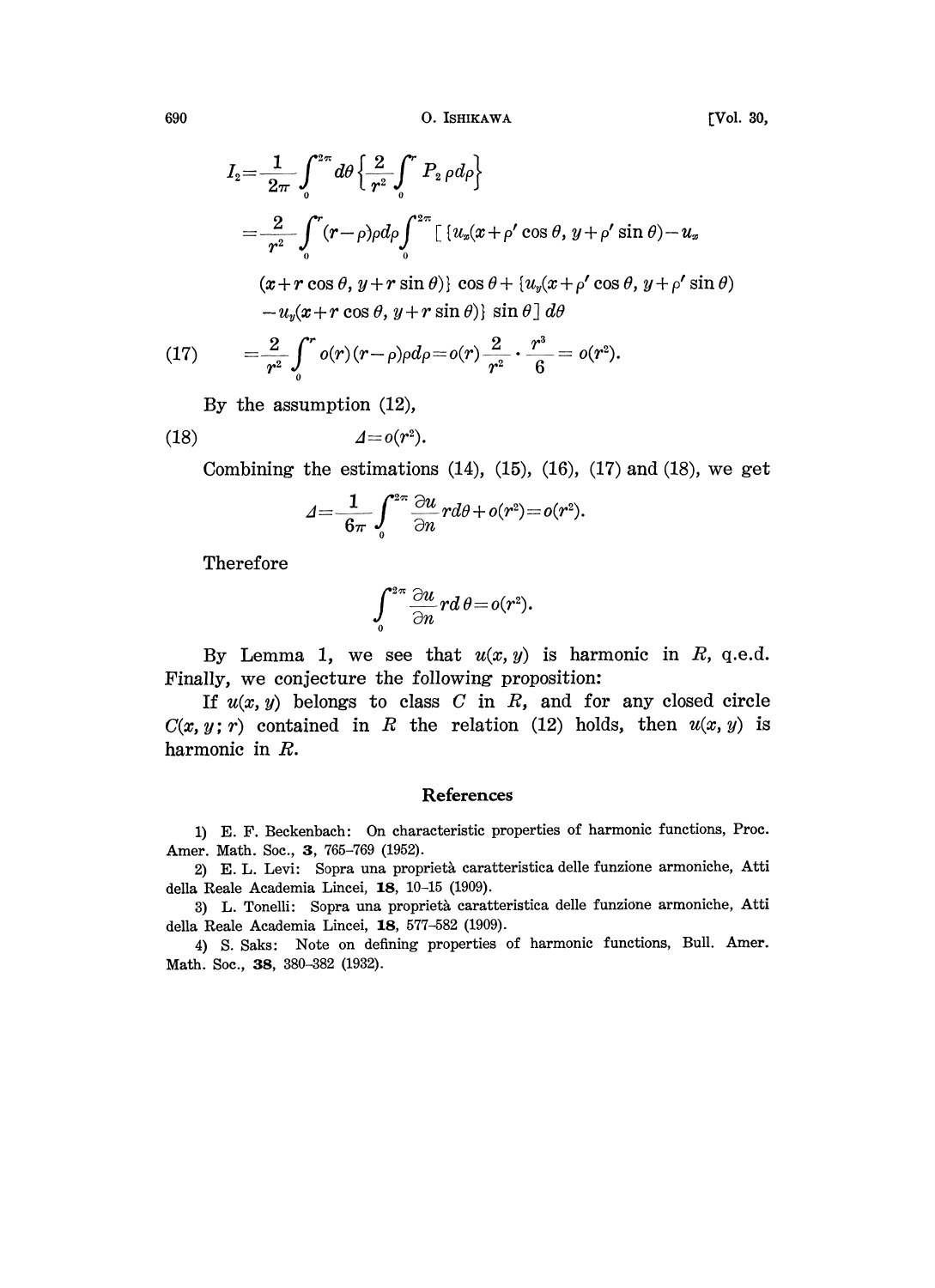$$
\begin{aligned}
I_2 &= \frac{1}{2\pi}\int_0^{2\pi} d\theta \left\{ \frac{2}{r^2}\int_0^r P_2 \rho d\rho \right\} \\
&= \frac{2}{r^2}\int_0^r (r-\rho)\rho d\rho \int_0^{2\pi} [\{u_x(x+\rho'\cos\theta, y+\rho'\sin\theta) - u_x \\
&\quad (x+r\cos\theta, y+r\sin\theta)\}\cos\theta + \{u_y(x+\rho'\cos\theta, y+\rho'\sin\theta) \\
&\quad - u_y(x+r\cos\theta, y+r\sin\theta)\}\sin\theta]\, d\theta
\end{aligned}
$$

$$
(17) \qquad = \frac{2}{r^2}\int_0^r o(r)(r-\rho)\rho d\rho = o(r)\frac{2}{r^2}\cdot\frac{r^3}{6} = o(r^2).
$$

By the assumption (12),

$$
(18) \qquad \Delta = o(r^2).
$$

Combining the estimations (14), (15), (16), (17) and (18), we get

$$
\Delta = \frac{1}{6\pi}\int_0^{2\pi} \frac{\partial u}{\partial n} r d\theta + o(r^2) = o(r^2).
$$

Therefore

$$
\int_0^{2\pi} \frac{\partial u}{\partial n} r d\theta = o(r^2).
$$

By Lemma 1, we see that $u(x, y)$ is harmonic in $R$, q.e.d. Finally, we conjecture the following proposition:

If $u(x, y)$ belongs to class $C$ in $R$, and for any closed circle $C(x, y; r)$ contained in $R$ the relation (12) holds, then $u(x, y)$ is harmonic in $R$.

## References

1) E. F. Beckenbach: On characteristic properties of harmonic functions, Proc. Amer. Math. Soc., **3**, 765–769 (1952).

2) E. L. Levi: Sopra una proprietà caratteristica delle funzione armoniche, Atti della Reale Academia Lincei, **18**, 10–15 (1909).

3) L. Tonelli: Sopra una proprietà caratteristica delle funzione armoniche, Atti della Reale Academia Lincei, **18**, 577–582 (1909).

4) S. Saks: Note on defining properties of harmonic functions, Bull. Amer. Math. Soc., **38**, 380–382 (1932).